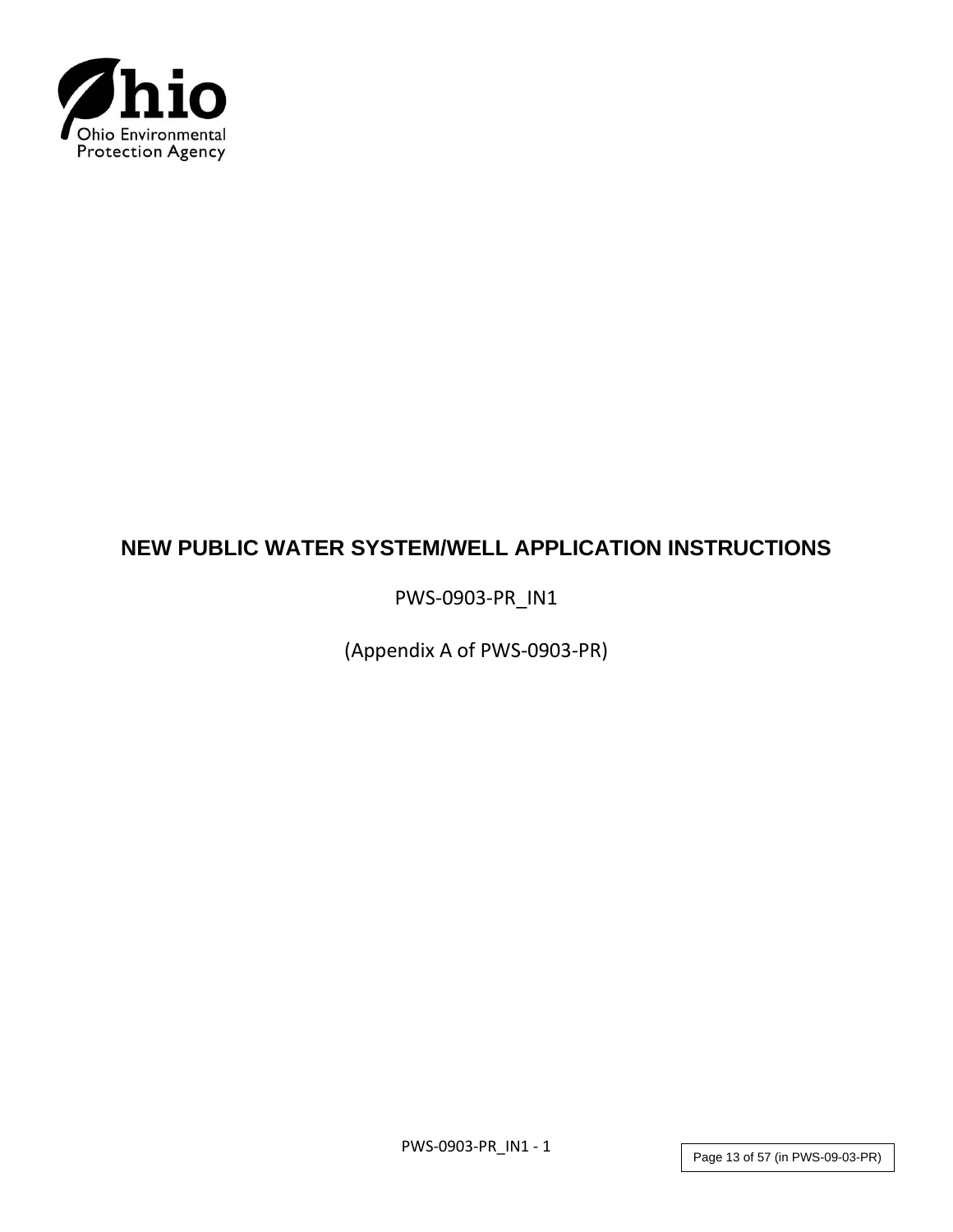Ohio Environmental Protection Agency

# NEW PUBLIC WATER SYSTEM/WELL APPLICATION INSTRUCTIONS

PWS-0903-PR_IN1

(Appendix A of PWS-0903-PR)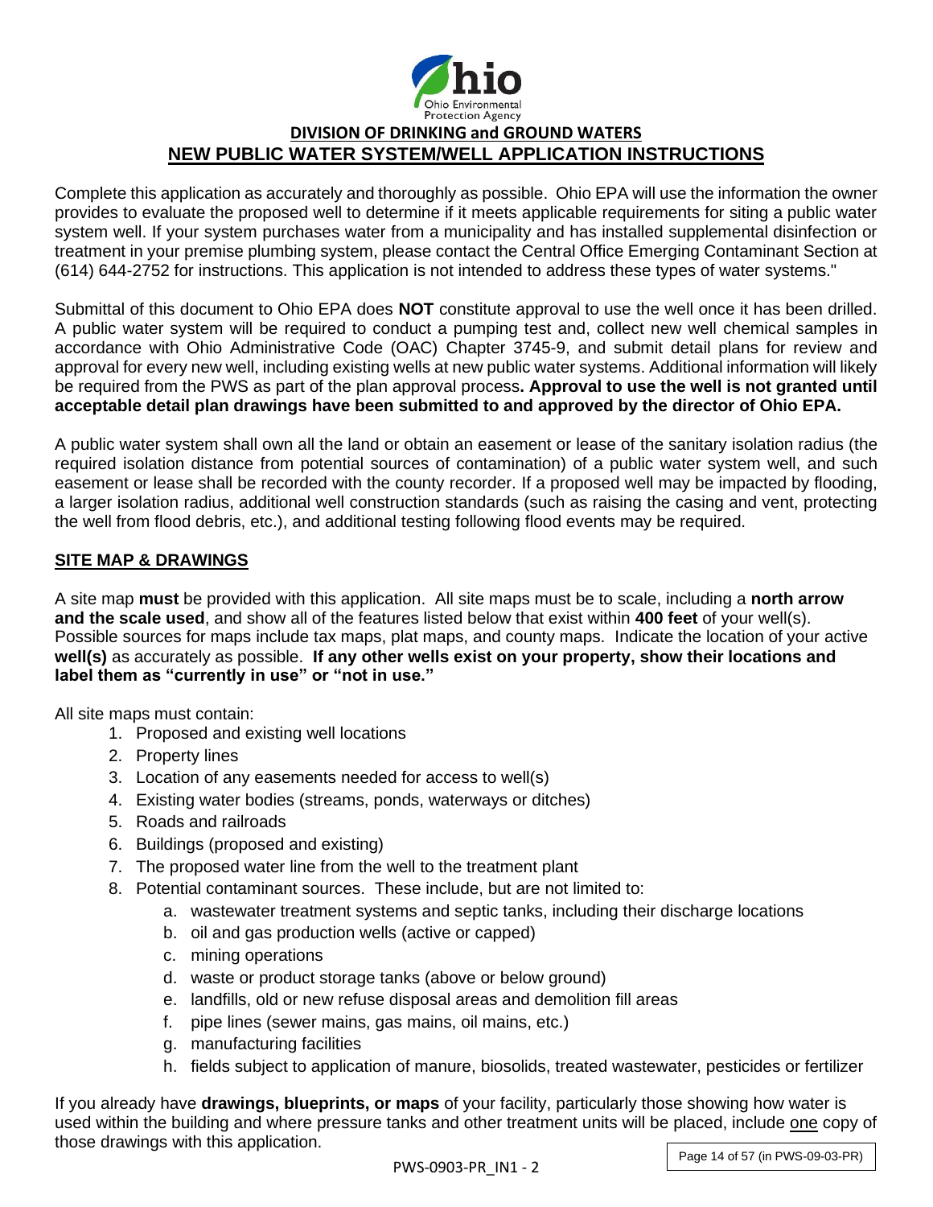Ohio Environmental Protection Agency

## DIVISION OF DRINKING and GROUND WATERS

# NEW PUBLIC WATER SYSTEM/WELL APPLICATION INSTRUCTIONS

Complete this application as accurately and thoroughly as possible. Ohio EPA will use the information the owner provides to evaluate the proposed well to determine if it meets applicable requirements for siting a public water system well. If your system purchases water from a municipality and has installed supplemental disinfection or treatment in your premise plumbing system, please contact the Central Office Emerging Contaminant Section at (614) 644-2752 for instructions. This application is not intended to address these types of water systems."

Submittal of this document to Ohio EPA does **NOT** constitute approval to use the well once it has been drilled. A public water system will be required to conduct a pumping test and, collect new well chemical samples in accordance with Ohio Administrative Code (OAC) Chapter 3745-9, and submit detail plans for review and approval for every new well, including existing wells at new public water systems. Additional information will likely be required from the PWS as part of the plan approval process**. Approval to use the well is not granted until acceptable detail plan drawings have been submitted to and approved by the director of Ohio EPA.**

A public water system shall own all the land or obtain an easement or lease of the sanitary isolation radius (the required isolation distance from potential sources of contamination) of a public water system well, and such easement or lease shall be recorded with the county recorder. If a proposed well may be impacted by flooding, a larger isolation radius, additional well construction standards (such as raising the casing and vent, protecting the well from flood debris, etc.), and additional testing following flood events may be required.

## SITE MAP & DRAWINGS

A site map **must** be provided with this application. All site maps must be to scale, including a **north arrow and the scale used**, and show all of the features listed below that exist within **400 feet** of your well(s). Possible sources for maps include tax maps, plat maps, and county maps. Indicate the location of your active **well(s)** as accurately as possible. **If any other wells exist on your property, show their locations and label them as "currently in use" or "not in use."**

All site maps must contain:

1. Proposed and existing well locations
2. Property lines
3. Location of any easements needed for access to well(s)
4. Existing water bodies (streams, ponds, waterways or ditches)
5. Roads and railroads
6. Buildings (proposed and existing)
7. The proposed water line from the well to the treatment plant
8. Potential contaminant sources. These include, but are not limited to:
    a. wastewater treatment systems and septic tanks, including their discharge locations
    b. oil and gas production wells (active or capped)
    c. mining operations
    d. waste or product storage tanks (above or below ground)
    e. landfills, old or new refuse disposal areas and demolition fill areas
    f. pipe lines (sewer mains, gas mains, oil mains, etc.)
    g. manufacturing facilities
    h. fields subject to application of manure, biosolids, treated wastewater, pesticides or fertilizer

If you already have **drawings, blueprints, or maps** of your facility, particularly those showing how water is used within the building and where pressure tanks and other treatment units will be placed, include one copy of those drawings with this application.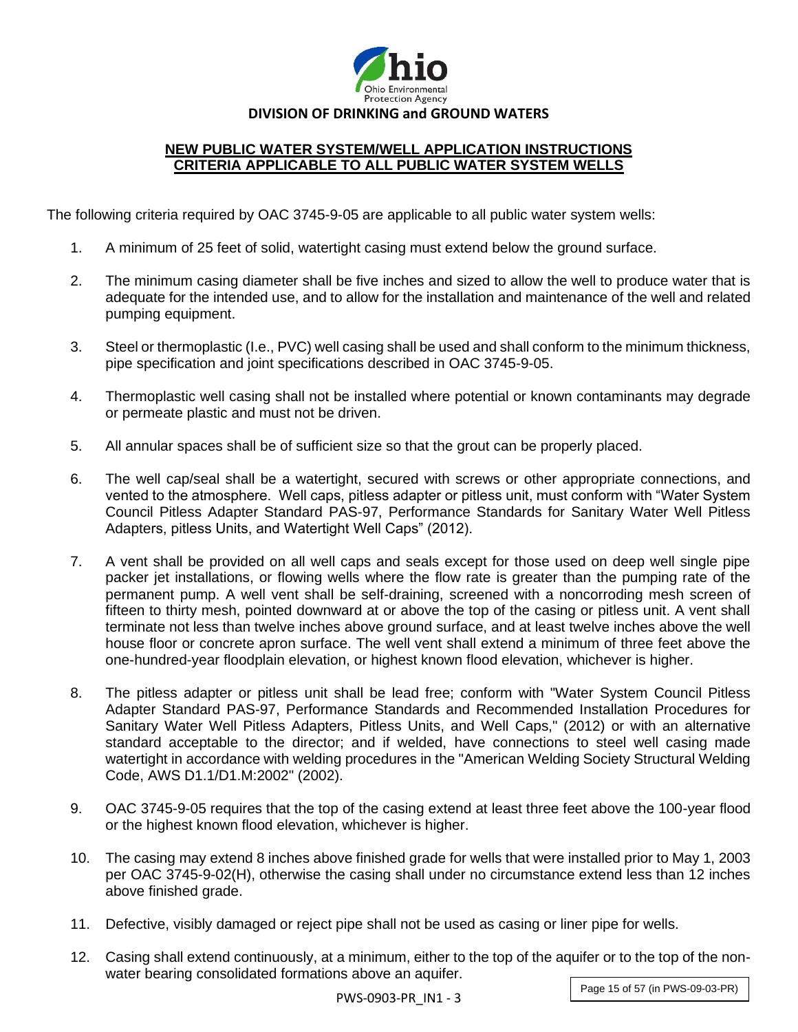**DIVISION OF DRINKING and GROUND WATERS**

**NEW PUBLIC WATER SYSTEM/WELL APPLICATION INSTRUCTIONS**
**CRITERIA APPLICABLE TO ALL PUBLIC WATER SYSTEM WELLS**

The following criteria required by OAC 3745-9-05 are applicable to all public water system wells:

1. A minimum of 25 feet of solid, watertight casing must extend below the ground surface.
2. The minimum casing diameter shall be five inches and sized to allow the well to produce water that is adequate for the intended use, and to allow for the installation and maintenance of the well and related pumping equipment.
3. Steel or thermoplastic (I.e., PVC) well casing shall be used and shall conform to the minimum thickness, pipe specification and joint specifications described in OAC 3745-9-05.
4. Thermoplastic well casing shall not be installed where potential or known contaminants may degrade or permeate plastic and must not be driven.
5. All annular spaces shall be of sufficient size so that the grout can be properly placed.
6. The well cap/seal shall be a watertight, secured with screws or other appropriate connections, and vented to the atmosphere. Well caps, pitless adapter or pitless unit, must conform with "Water System Council Pitless Adapter Standard PAS-97, Performance Standards for Sanitary Water Well Pitless Adapters, pitless Units, and Watertight Well Caps" (2012).
7. A vent shall be provided on all well caps and seals except for those used on deep well single pipe packer jet installations, or flowing wells where the flow rate is greater than the pumping rate of the permanent pump. A well vent shall be self-draining, screened with a noncorroding mesh screen of fifteen to thirty mesh, pointed downward at or above the top of the casing or pitless unit. A vent shall terminate not less than twelve inches above ground surface, and at least twelve inches above the well house floor or concrete apron surface. The well vent shall extend a minimum of three feet above the one-hundred-year floodplain elevation, or highest known flood elevation, whichever is higher.
8. The pitless adapter or pitless unit shall be lead free; conform with "Water System Council Pitless Adapter Standard PAS-97, Performance Standards and Recommended Installation Procedures for Sanitary Water Well Pitless Adapters, Pitless Units, and Well Caps," (2012) or with an alternative standard acceptable to the director; and if welded, have connections to steel well casing made watertight in accordance with welding procedures in the "American Welding Society Structural Welding Code, AWS D1.1/D1.M:2002" (2002).
9. OAC 3745-9-05 requires that the top of the casing extend at least three feet above the 100-year flood or the highest known flood elevation, whichever is higher.
10. The casing may extend 8 inches above finished grade for wells that were installed prior to May 1, 2003 per OAC 3745-9-02(H), otherwise the casing shall under no circumstance extend less than 12 inches above finished grade.
11. Defective, visibly damaged or reject pipe shall not be used as casing or liner pipe for wells.
12. Casing shall extend continuously, at a minimum, either to the top of the aquifer or to the top of the non-water bearing consolidated formations above an aquifer.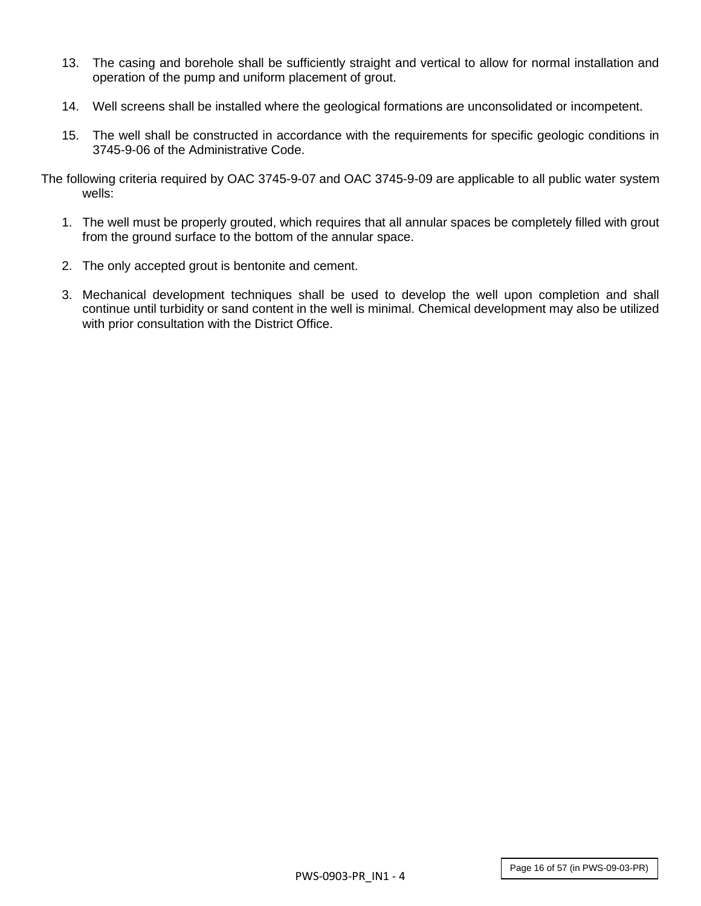13. The casing and borehole shall be sufficiently straight and vertical to allow for normal installation and operation of the pump and uniform placement of grout.

14. Well screens shall be installed where the geological formations are unconsolidated or incompetent.

15. The well shall be constructed in accordance with the requirements for specific geologic conditions in 3745-9-06 of the Administrative Code.

The following criteria required by OAC 3745-9-07 and OAC 3745-9-09 are applicable to all public water system wells:

1. The well must be properly grouted, which requires that all annular spaces be completely filled with grout from the ground surface to the bottom of the annular space.

2. The only accepted grout is bentonite and cement.

3. Mechanical development techniques shall be used to develop the well upon completion and shall continue until turbidity or sand content in the well is minimal. Chemical development may also be utilized with prior consultation with the District Office.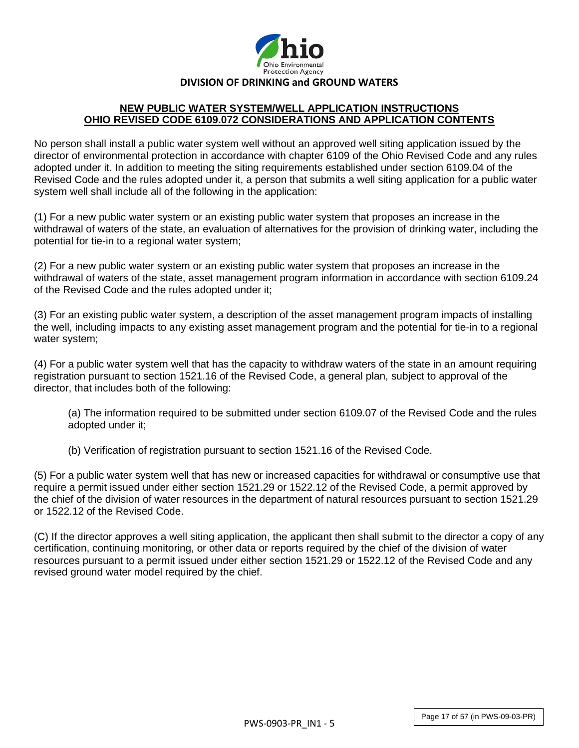**DIVISION OF DRINKING and GROUND WATERS**

## NEW PUBLIC WATER SYSTEM/WELL APPLICATION INSTRUCTIONS
## OHIO REVISED CODE 6109.072 CONSIDERATIONS AND APPLICATION CONTENTS

No person shall install a public water system well without an approved well siting application issued by the director of environmental protection in accordance with chapter 6109 of the Ohio Revised Code and any rules adopted under it. In addition to meeting the siting requirements established under section 6109.04 of the Revised Code and the rules adopted under it, a person that submits a well siting application for a public water system well shall include all of the following in the application:

(1) For a new public water system or an existing public water system that proposes an increase in the withdrawal of waters of the state, an evaluation of alternatives for the provision of drinking water, including the potential for tie-in to a regional water system;

(2) For a new public water system or an existing public water system that proposes an increase in the withdrawal of waters of the state, asset management program information in accordance with section 6109.24 of the Revised Code and the rules adopted under it;

(3) For an existing public water system, a description of the asset management program impacts of installing the well, including impacts to any existing asset management program and the potential for tie-in to a regional water system;

(4) For a public water system well that has the capacity to withdraw waters of the state in an amount requiring registration pursuant to section 1521.16 of the Revised Code, a general plan, subject to approval of the director, that includes both of the following:

(a) The information required to be submitted under section 6109.07 of the Revised Code and the rules adopted under it;

(b) Verification of registration pursuant to section 1521.16 of the Revised Code.

(5) For a public water system well that has new or increased capacities for withdrawal or consumptive use that require a permit issued under either section 1521.29 or 1522.12 of the Revised Code, a permit approved by the chief of the division of water resources in the department of natural resources pursuant to section 1521.29 or 1522.12 of the Revised Code.

(C) If the director approves a well siting application, the applicant then shall submit to the director a copy of any certification, continuing monitoring, or other data or reports required by the chief of the division of water resources pursuant to a permit issued under either section 1521.29 or 1522.12 of the Revised Code and any revised ground water model required by the chief.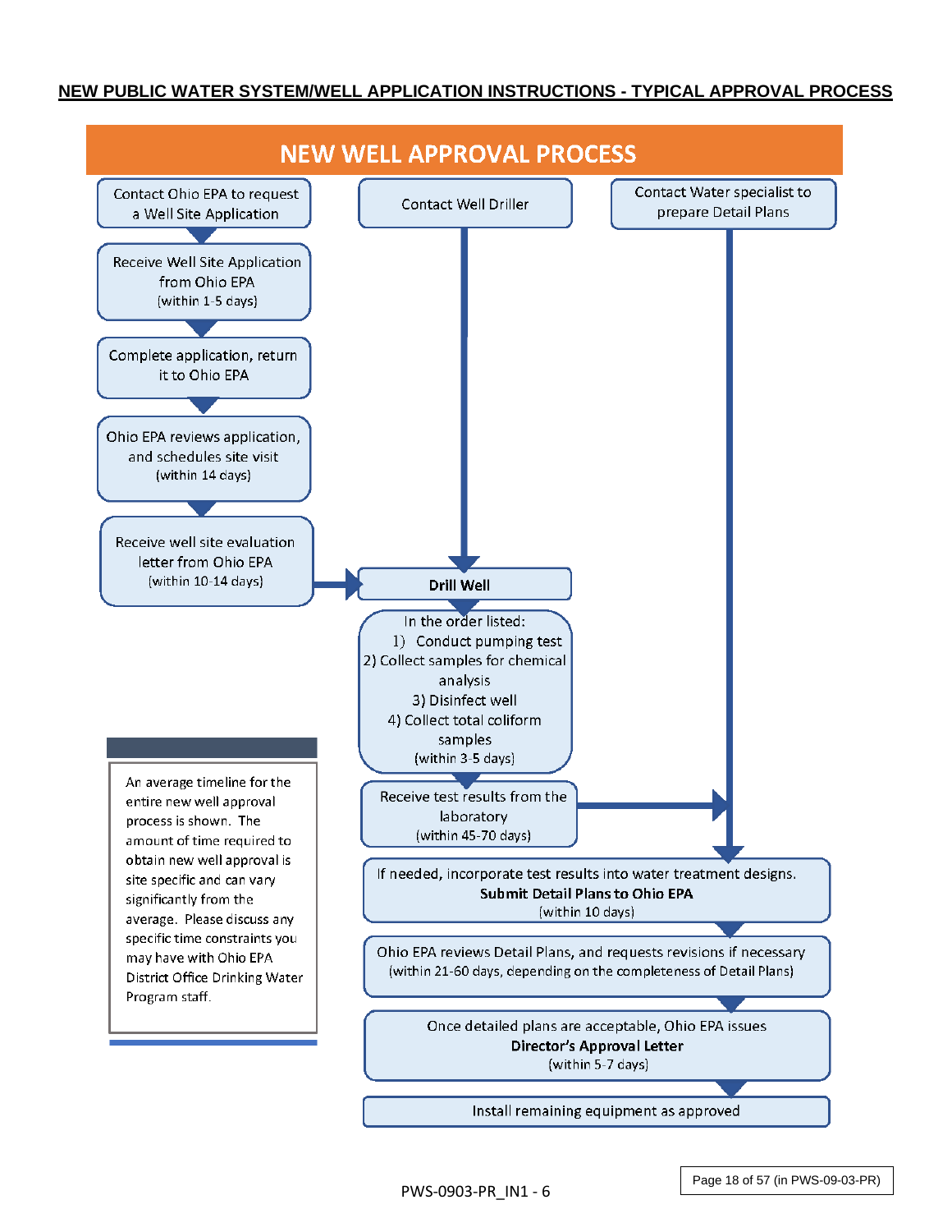## NEW PUBLIC WATER SYSTEM/WELL APPLICATION INSTRUCTIONS - TYPICAL APPROVAL PROCESS

# NEW WELL APPROVAL PROCESS

Contact Ohio EPA to request a Well Site Application

Receive Well Site Application from Ohio EPA (within 1-5 days)

Complete application, return it to Ohio EPA

Ohio EPA reviews application, and schedules site visit (within 14 days)

Receive well site evaluation letter from Ohio EPA (within 10-14 days)

Contact Well Driller

**Drill Well**

In the order listed:

1) Conduct pumping test
2) Collect samples for chemical analysis
3) Disinfect well
4) Collect total coliform samples

(within 3-5 days)

Receive test results from the laboratory (within 45-70 days)

Contact Water specialist to prepare Detail Plans

If needed, incorporate test results into water treatment designs. **Submit Detail Plans to Ohio EPA** (within 10 days)

Ohio EPA reviews Detail Plans, and requests revisions if necessary (within 21-60 days, depending on the completeness of Detail Plans)

Once detailed plans are acceptable, Ohio EPA issues **Director's Approval Letter** (within 5-7 days)

Install remaining equipment as approved

An average timeline for the entire new well approval process is shown. The amount of time required to obtain new well approval is site specific and can vary significantly from the average. Please discuss any specific time constraints you may have with Ohio EPA District Office Drinking Water Program staff.

PWS-0903-PR_IN1 - 6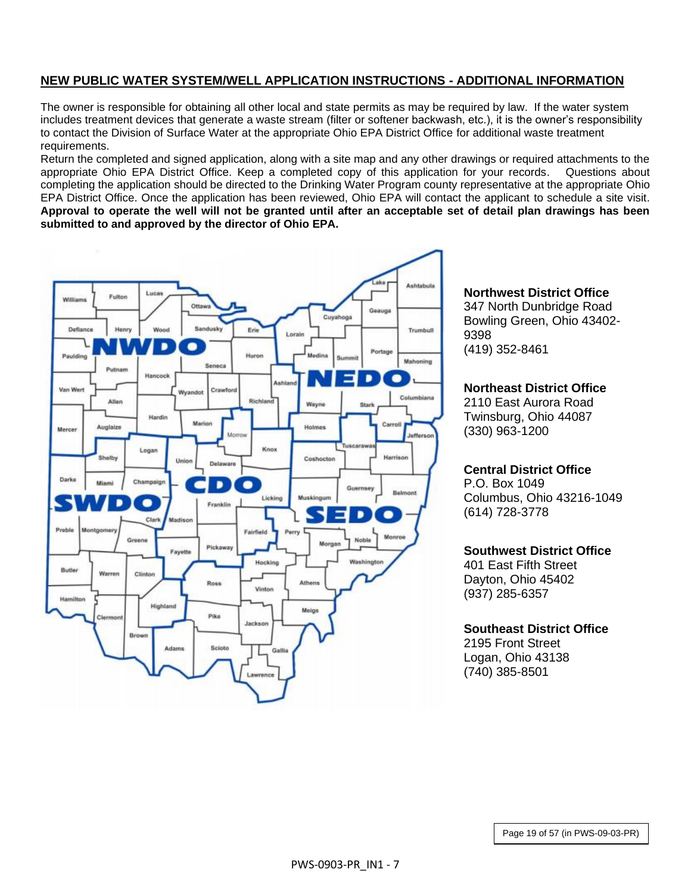## NEW PUBLIC WATER SYSTEM/WELL APPLICATION INSTRUCTIONS - ADDITIONAL INFORMATION

The owner is responsible for obtaining all other local and state permits as may be required by law. If the water system includes treatment devices that generate a waste stream (filter or softener backwash, etc.), it is the owner's responsibility to contact the Division of Surface Water at the appropriate Ohio EPA District Office for additional waste treatment requirements.

Return the completed and signed application, along with a site map and any other drawings or required attachments to the appropriate Ohio EPA District Office. Keep a completed copy of this application for your records. Questions about completing the application should be directed to the Drinking Water Program county representative at the appropriate Ohio EPA District Office. Once the application has been reviewed, Ohio EPA will contact the applicant to schedule a site visit. **Approval to operate the well will not be granted until after an acceptable set of detail plan drawings has been submitted to and approved by the director of Ohio EPA.**

**Northwest District Office**
347 North Dunbridge Road
Bowling Green, Ohio 43402-9398
(419) 352-8461

**Northeast District Office**
2110 East Aurora Road
Twinsburg, Ohio 44087
(330) 963-1200

**Central District Office**
P.O. Box 1049
Columbus, Ohio 43216-1049
(614) 728-3778

**Southwest District Office**
401 East Fifth Street
Dayton, Ohio 45402
(937) 285-6357

**Southeast District Office**
2195 Front Street
Logan, Ohio 43138
(740) 385-8501